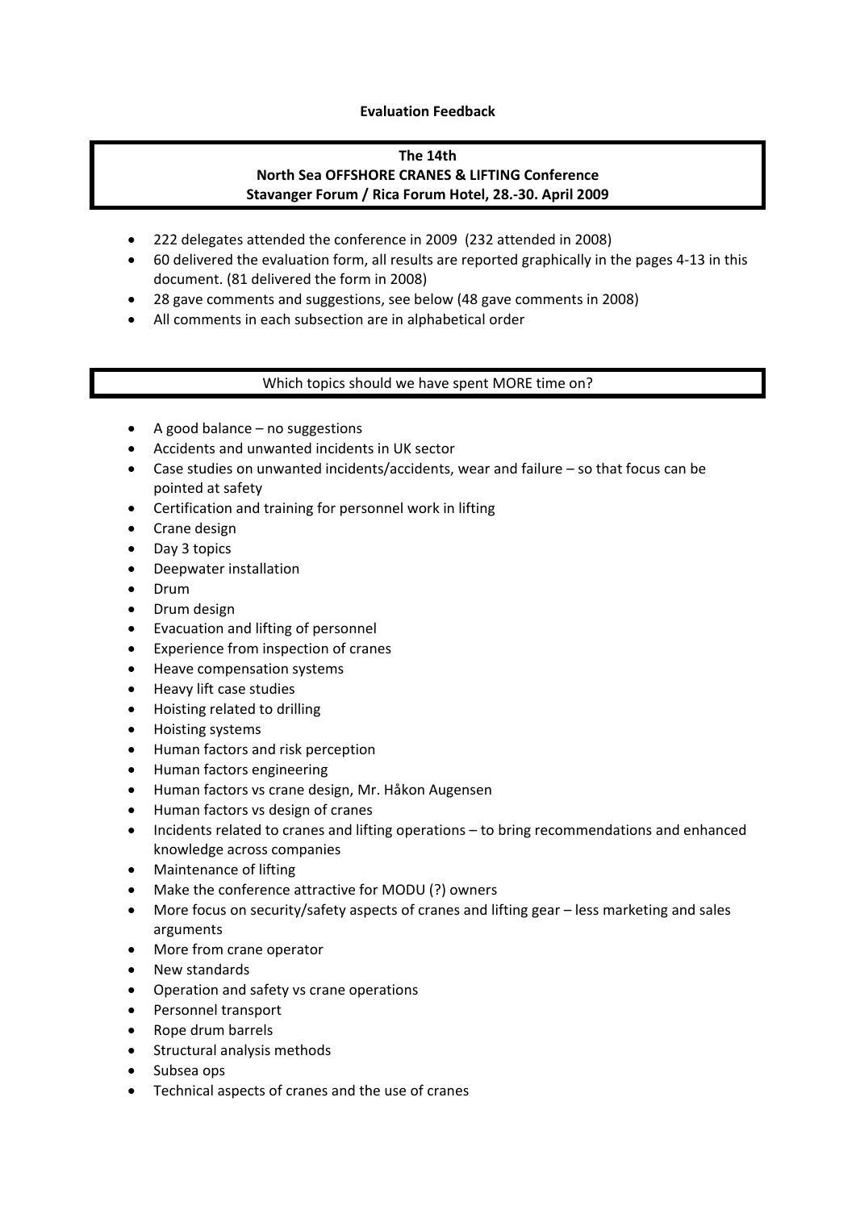**Evaluation Feedback**

## The 14th
## North Sea OFFSHORE CRANES & LIFTING Conference
## Stavanger Forum / Rica Forum Hotel, 28.-30. April 2009

- 222 delegates attended the conference in 2009 (232 attended in 2008)
- 60 delivered the evaluation form, all results are reported graphically in the pages 4-13 in this document. (81 delivered the form in 2008)
- 28 gave comments and suggestions, see below (48 gave comments in 2008)
- All comments in each subsection are in alphabetical order

### Which topics should we have spent MORE time on?

- A good balance – no suggestions
- Accidents and unwanted incidents in UK sector
- Case studies on unwanted incidents/accidents, wear and failure – so that focus can be pointed at safety
- Certification and training for personnel work in lifting
- Crane design
- Day 3 topics
- Deepwater installation
- Drum
- Drum design
- Evacuation and lifting of personnel
- Experience from inspection of cranes
- Heave compensation systems
- Heavy lift case studies
- Hoisting related to drilling
- Hoisting systems
- Human factors and risk perception
- Human factors engineering
- Human factors vs crane design, Mr. Håkon Augensen
- Human factors vs design of cranes
- Incidents related to cranes and lifting operations – to bring recommendations and enhanced knowledge across companies
- Maintenance of lifting
- Make the conference attractive for MODU (?) owners
- More focus on security/safety aspects of cranes and lifting gear – less marketing and sales arguments
- More from crane operator
- New standards
- Operation and safety vs crane operations
- Personnel transport
- Rope drum barrels
- Structural analysis methods
- Subsea ops
- Technical aspects of cranes and the use of cranes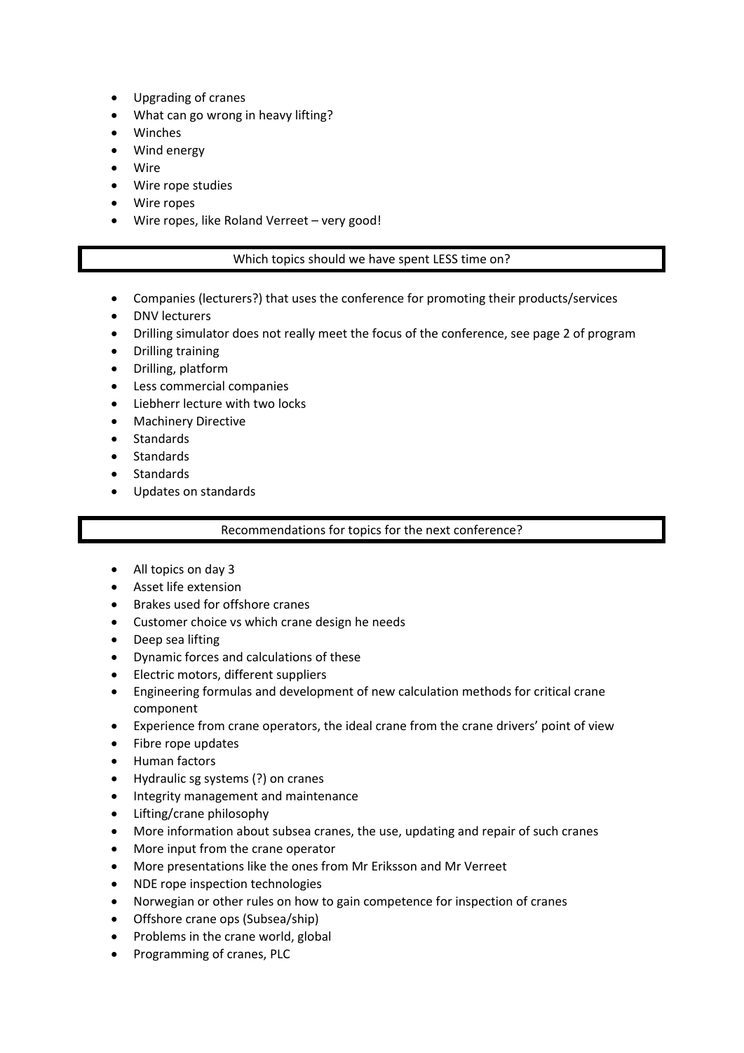- Upgrading of cranes
- What can go wrong in heavy lifting?
- Winches
- Wind energy
- Wire
- Wire rope studies
- Wire ropes
- Wire ropes, like Roland Verreet – very good!

## Which topics should we have spent LESS time on?

- Companies (lecturers?) that uses the conference for promoting their products/services
- DNV lecturers
- Drilling simulator does not really meet the focus of the conference, see page 2 of program
- Drilling training
- Drilling, platform
- Less commercial companies
- Liebherr lecture with two locks
- Machinery Directive
- Standards
- Standards
- Standards
- Updates on standards

## Recommendations for topics for the next conference?

- All topics on day 3
- Asset life extension
- Brakes used for offshore cranes
- Customer choice vs which crane design he needs
- Deep sea lifting
- Dynamic forces and calculations of these
- Electric motors, different suppliers
- Engineering formulas and development of new calculation methods for critical crane component
- Experience from crane operators, the ideal crane from the crane drivers' point of view
- Fibre rope updates
- Human factors
- Hydraulic sg systems (?) on cranes
- Integrity management and maintenance
- Lifting/crane philosophy
- More information about subsea cranes, the use, updating and repair of such cranes
- More input from the crane operator
- More presentations like the ones from Mr Eriksson and Mr Verreet
- NDE rope inspection technologies
- Norwegian or other rules on how to gain competence for inspection of cranes
- Offshore crane ops (Subsea/ship)
- Problems in the crane world, global
- Programming of cranes, PLC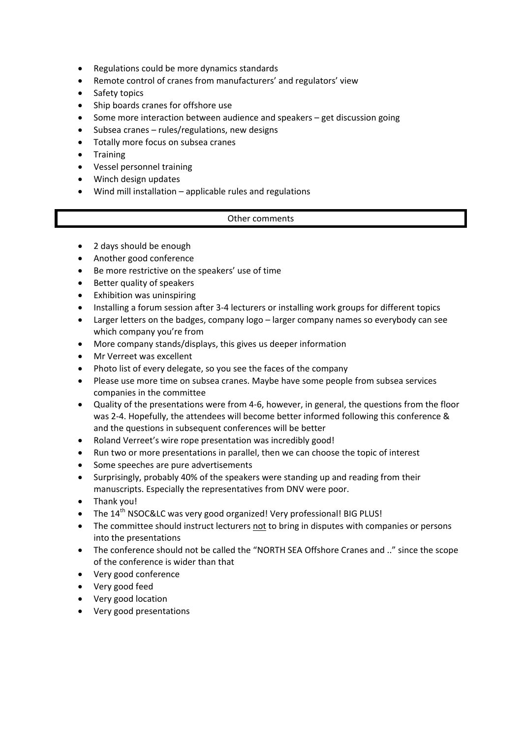- Regulations could be more dynamics standards
- Remote control of cranes from manufacturers' and regulators' view
- Safety topics
- Ship boards cranes for offshore use
- Some more interaction between audience and speakers – get discussion going
- Subsea cranes – rules/regulations, new designs
- Totally more focus on subsea cranes
- Training
- Vessel personnel training
- Winch design updates
- Wind mill installation – applicable rules and regulations

## Other comments

- 2 days should be enough
- Another good conference
- Be more restrictive on the speakers' use of time
- Better quality of speakers
- Exhibition was uninspiring
- Installing a forum session after 3-4 lecturers or installing work groups for different topics
- Larger letters on the badges, company logo – larger company names so everybody can see which company you're from
- More company stands/displays, this gives us deeper information
- Mr Verreet was excellent
- Photo list of every delegate, so you see the faces of the company
- Please use more time on subsea cranes. Maybe have some people from subsea services companies in the committee
- Quality of the presentations were from 4-6, however, in general, the questions from the floor was 2-4. Hopefully, the attendees will become better informed following this conference & and the questions in subsequent conferences will be better
- Roland Verreet's wire rope presentation was incredibly good!
- Run two or more presentations in parallel, then we can choose the topic of interest
- Some speeches are pure advertisements
- Surprisingly, probably 40% of the speakers were standing up and reading from their manuscripts. Especially the representatives from DNV were poor.
- Thank you!
- The 14th NSOC&LC was very good organized! Very professional! BIG PLUS!
- The committee should instruct lecturers not to bring in disputes with companies or persons into the presentations
- The conference should not be called the "NORTH SEA Offshore Cranes and .." since the scope of the conference is wider than that
- Very good conference
- Very good feed
- Very good location
- Very good presentations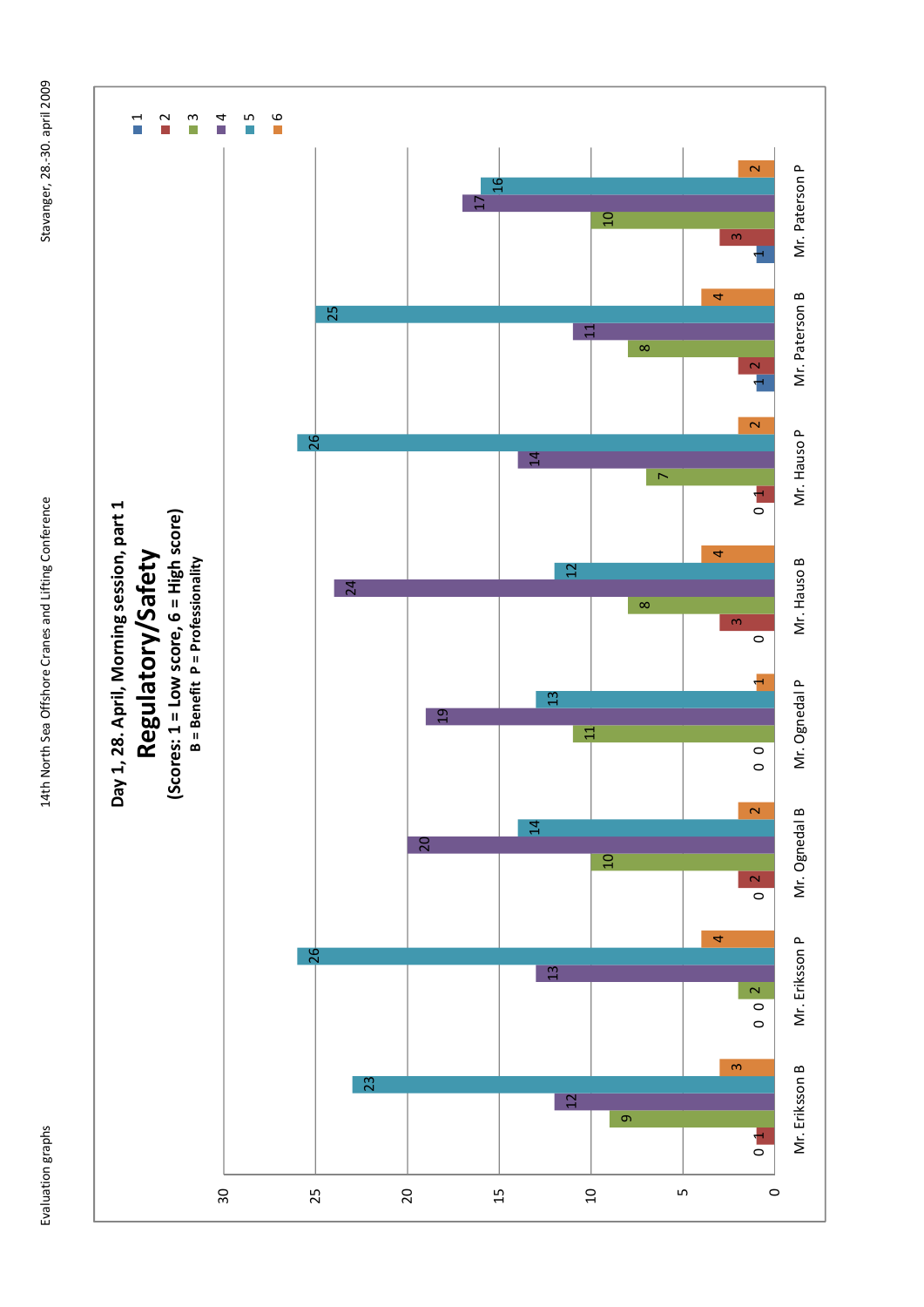## Day 1, 28. April, Morning session, part 1

# Regulatory/Safety

**(Scores: 1 = Low score, 6 = High score)**

**B = Benefit P = Professionality**

1
2
3
4
5
6

30
25
20
15
10
5
0

Mr. Eriksson B: 0 1 9 12 23 3

Mr. Eriksson P: 0 0 2 13 26 4

Mr. Ognedal B: 0 2 10 20 14 2

Mr. Ognedal P: 0 0 11 19 13 1

Mr. Hauso B: 0 3 8 24 12 4

Mr. Hauso P: 0 1 7 14 26 2

Mr. Paterson B: 1 2 8 11 25 4

Mr. Paterson P: 1 3 10 17 16 2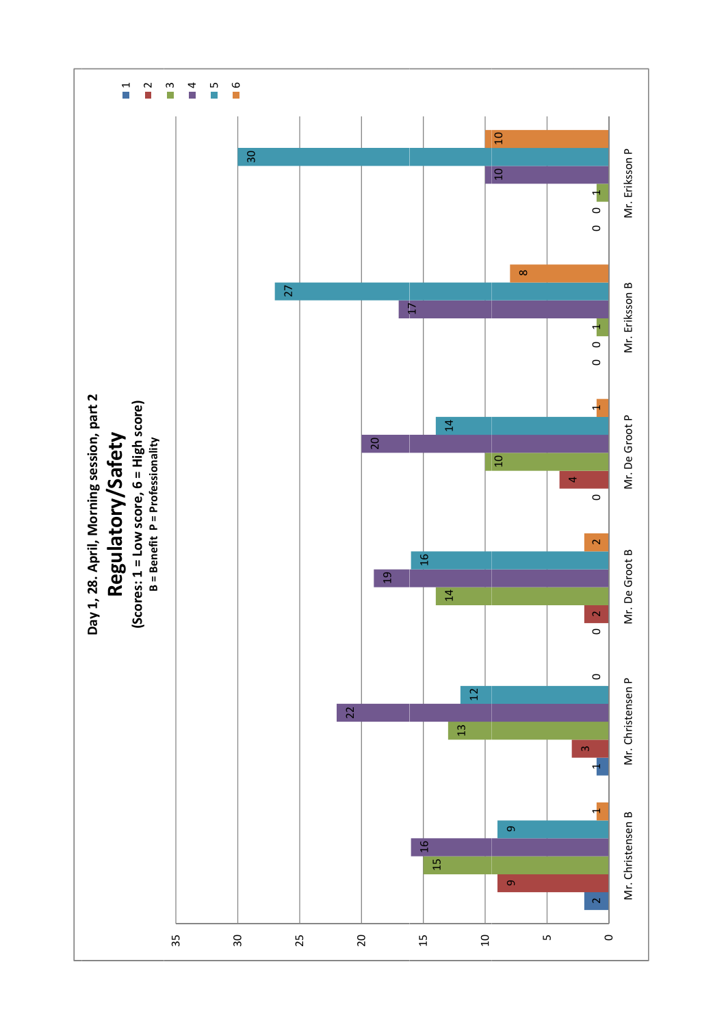Day 1, 28. April, Morning session, part 2

# Regulatory/Safety

(Scores: 1 = Low score, 6 = High score)

B = Benefit P = Professionality

35
30
25
20
15
10
5
0

Mr. Christensen B
2 9 15 16 9 1

Mr. Christensen P
1 3 13 22 12 0

Mr. De Groot B
0 2 14 19 16 2

Mr. De Groot P
0 4 10 20 14 1

Mr. Eriksson B
0 0 1 17 27 8

Mr. Eriksson P
0 0 1 10 30 10

1
2
3
4
5
6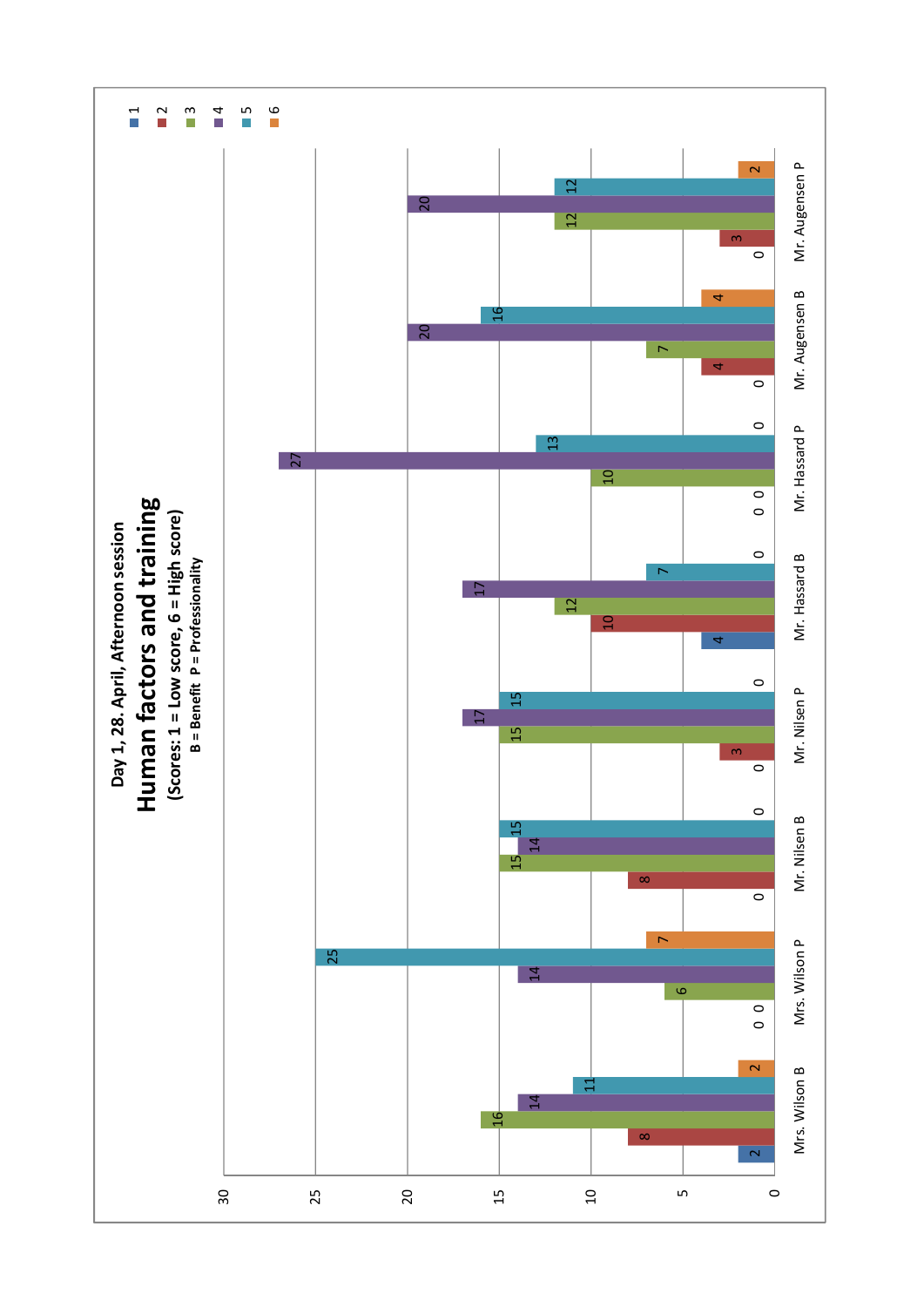Day 1, 28. April, Afternoon session

# Human factors and training

(Scores: 1 = Low score, 6 = High score)

B = Benefit  P = Professionality

1
2
3
4
5
6

0
5
10
15
20
25
30

Mrs. Wilson B: 2 8 16 14 11 2

Mrs. Wilson P: 0 0 6 14 25 7

Mr. Nilsen B: 0 8 15 14 15 0

Mr. Nilsen P: 0 3 15 17 15 0

Mr. Hassard B: 4 10 12 17 7 0

Mr. Hassard P: 0 0 10 27 13 0

Mr. Augensen B: 0 4 7 20 16 4

Mr. Augensen P: 0 3 12 20 12 2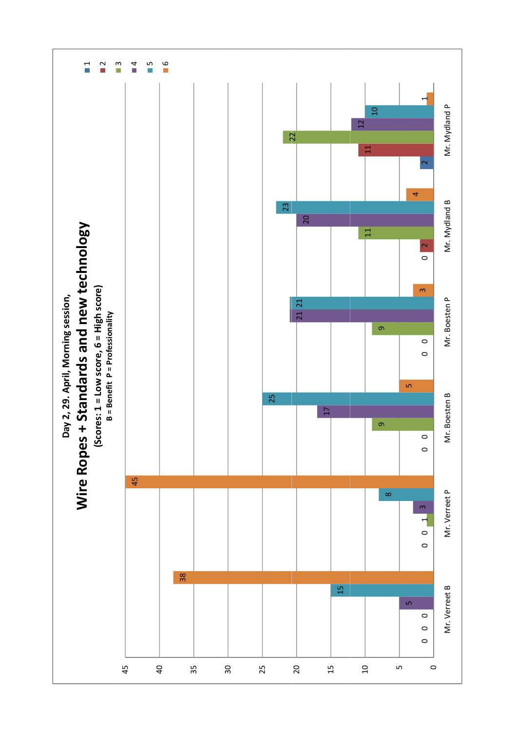Day 2, 29. April, Morning session,

# Wire Ropes + Standards and new technology

(Scores: 1 = Low score, 6 = High score)

B = Benefit P = Professionality

| | 1 | 2 | 3 | 4 | 5 | 6 |
|---|---|---|---|---|---|---|
| Mr. Verreet B | 0 | 0 | 0 | 5 | 15 | 38 |
| Mr. Verreet P | 0 | 0 | 1 | 3 | 8 | 45 |
| Mr. Boesten B | 0 | 0 | 9 | 17 | 25 | 5 |
| Mr. Boesten P | 0 | 0 | 9 | 21 | 21 | 3 |
| Mr. Mydland B | 0 | 2 | 11 | 20 | 23 | 4 |
| Mr. Mydland P | 2 | 11 | 22 | 12 | 10 | 1 |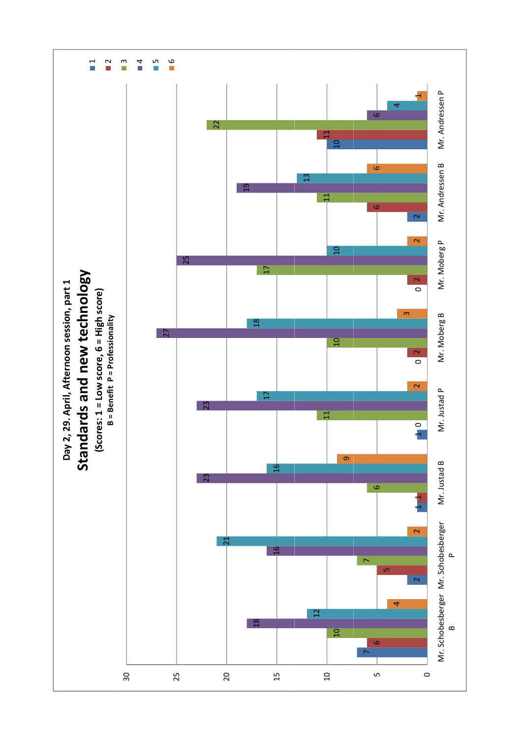Day 2, 29. April, Afternoon session, part 1

## Standards and new technology

(Scores: 1 = Low score, 6 = High score)

B = Benefit P = Professionality

1
2
3
4
5
6

30
25
20
15
10
5
0

Mr. Schobesberger B: 7, 6, 10, 18, 12, 4

Mr. Schobesberger P: 2, 5, 7, 16, 21, 2

Mr. Justad B: 1, 1, 6, 23, 16, 9

Mr. Justad P: 1, 0, 11, 23, 17, 2

Mr. Moberg B: 0, 2, 10, 27, 18, 3

Mr. Moberg P: 0, 2, 17, 25, 10, 2

Mr. Andressen B: 2, 6, 11, 19, 13, 6

Mr. Andressen P: 10, 11, 22, 6, 4, 1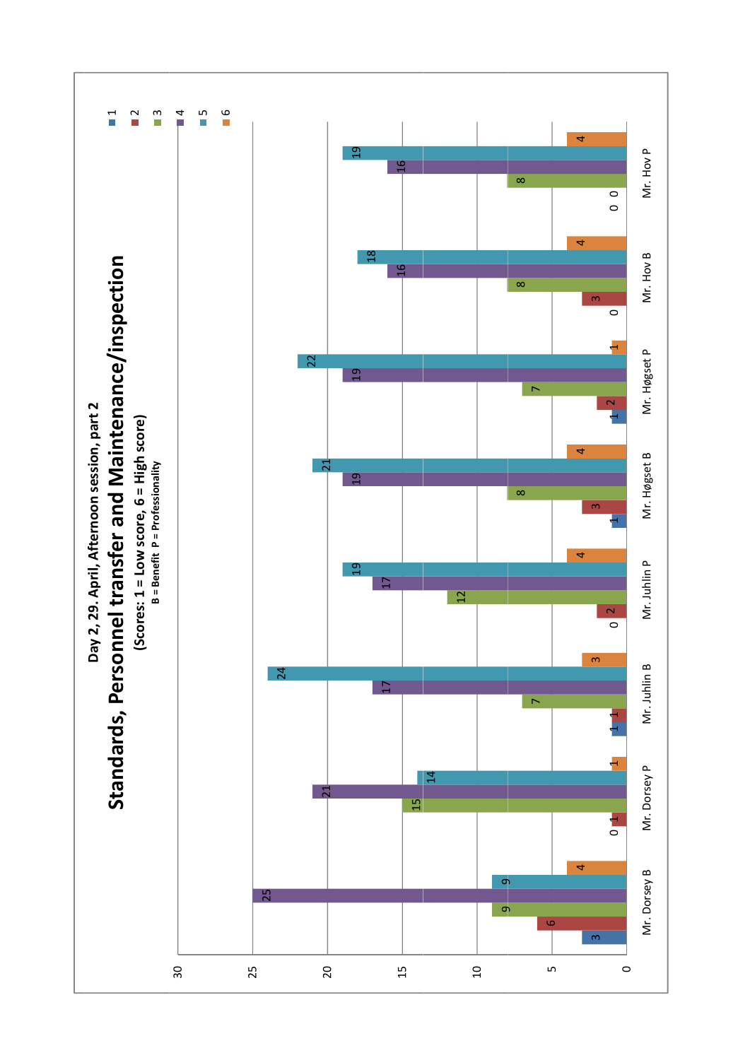Day 2, 29. April, Afternoon session, part 2

# Standards, Personnel transfer and Maintenance/inspection

(Scores: 1 = Low score, 6 = High score)

B = Benefit P = Professionality

1
2
3
4
5
6

30
25
20
15
10
5
0

Mr. Dorsey B
3 6 9 25 9 4

Mr. Dorsey P
0 1 15 21 14 1

Mr. Juhlin B
1 1 7 17 24 3

Mr. Juhlin P
0 2 12 17 19 4

Mr. Høgset B
1 3 8 19 21 4

Mr. Høgset P
1 2 7 19 22 1

Mr. Hov B
0 3 8 16 18 4

Mr. Hov P
0 0 8 16 19 4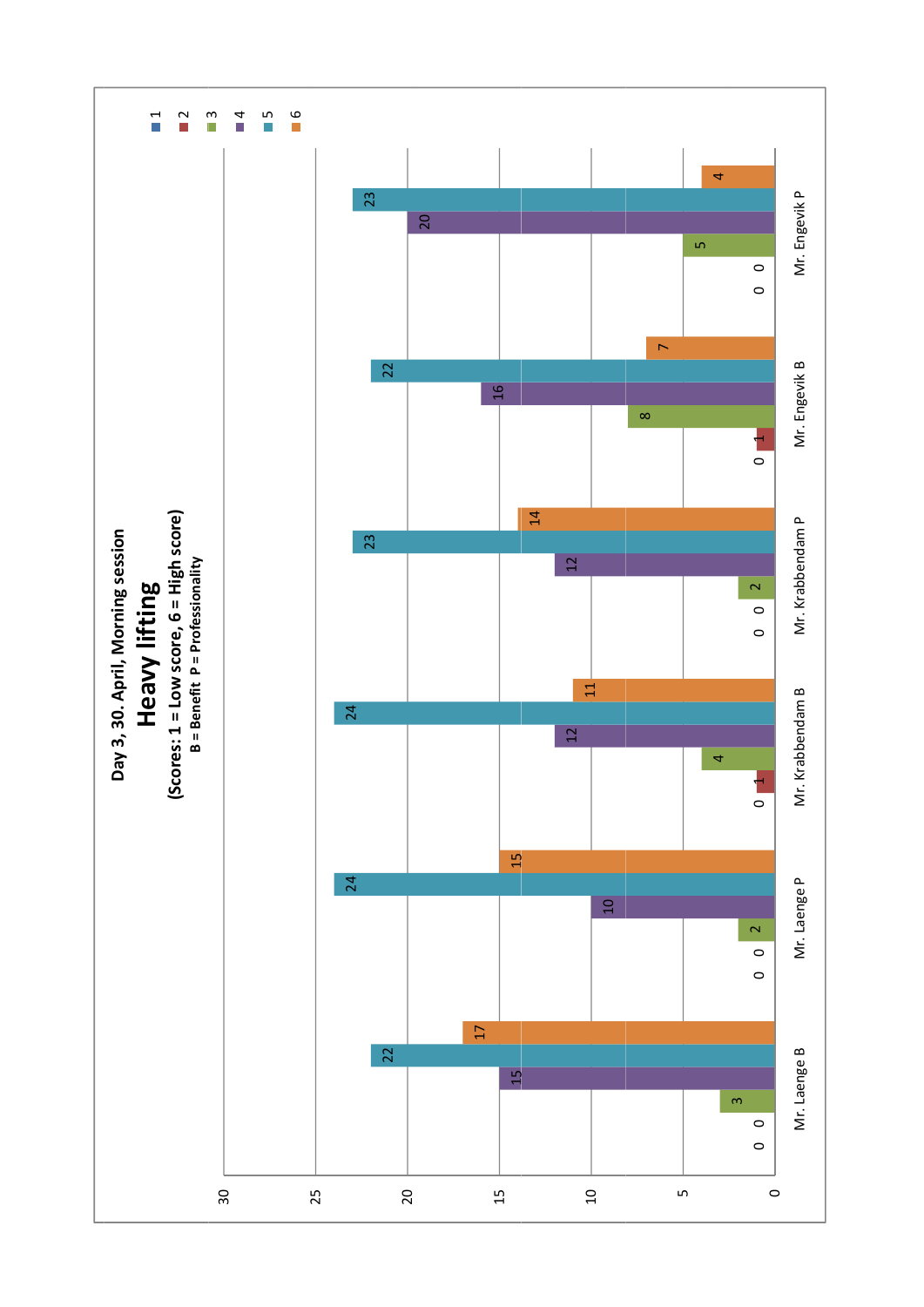Day 3, 30. April, Morning session

**Heavy lifting**

(Scores: 1 = Low score, 6 = High score)

B = Benefit P = Professionality

1
2
3
4
5
6

30
25
20
15
10
5
0

Mr. Laenge B: 0 0 3 15 22 17

Mr. Laenge P: 0 0 2 10 24 15

Mr. Krabbendam B: 0 1 4 12 24 11

Mr. Krabbendam P: 0 0 2 12 23 14

Mr. Engevik B: 0 1 8 16 22 7

Mr. Engevik P: 0 0 5 20 23 4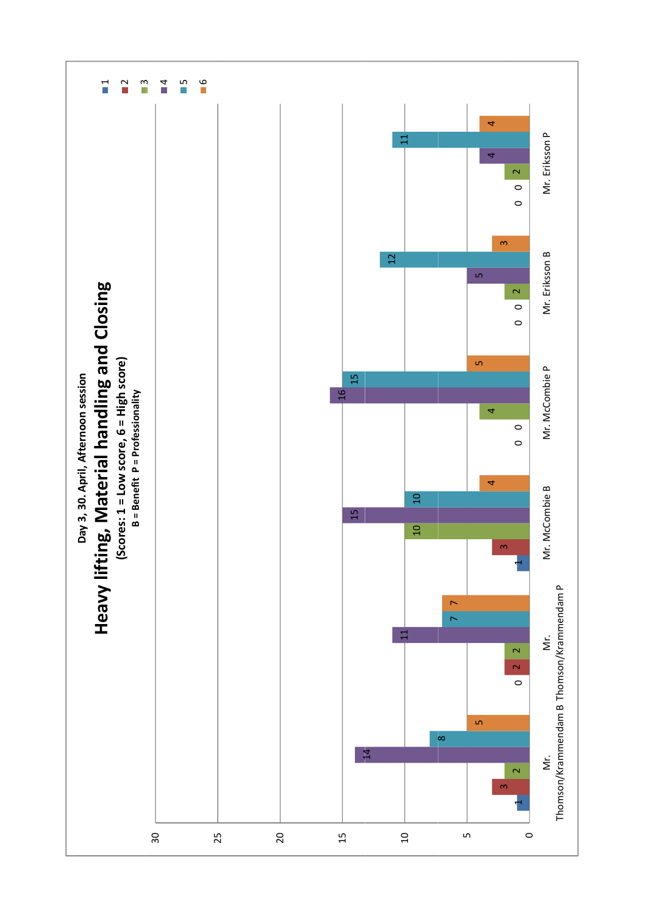Day 3, 30. April, Afternoon session

# Heavy lifting, Material handling and Closing

(Scores: 1 = Low score, 6 = High score)

B = Benefit P = Professionality

1
2
3
4
5
6

30
25
20
15
10
5
0

1 3 2 14 8 5
Mr. Thomson/Krammendam B

0 2 2 11 7 7
Mr. Thomson/Krammendam P

1 3 10 15 10 4
Mr. McCombie B

0 0 4 16 15 5
Mr. McCombie P

0 0 2 5 12 3
Mr. Eriksson B

0 0 2 4 11 4
Mr. Eriksson P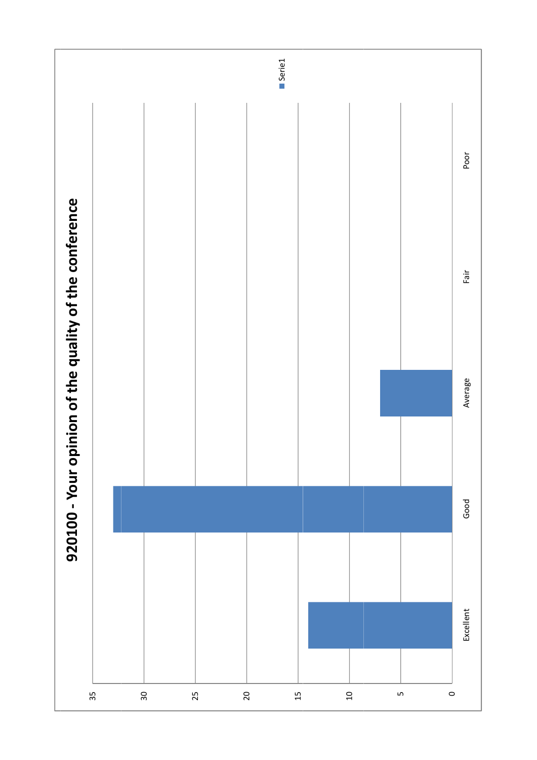# 920100 - Your opinion of the quality of the conference

Serie1

35
30
25
20
15
10
5
0

Excellent
Good
Average
Fair
Poor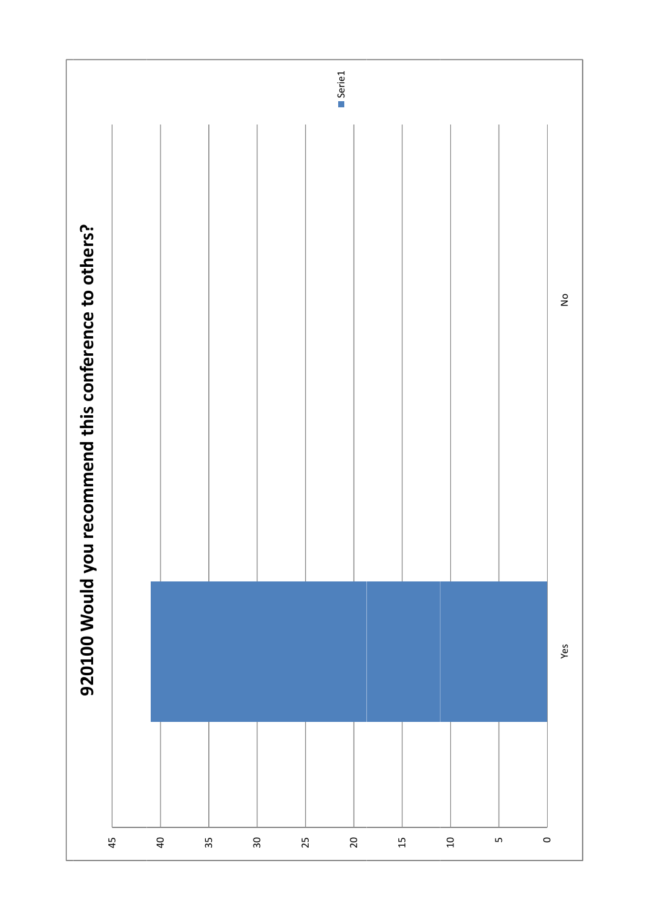# 920100 Would you recommend this conference to others?

Serie1

45
40
35
30
25
20
15
10
5
0

Yes
No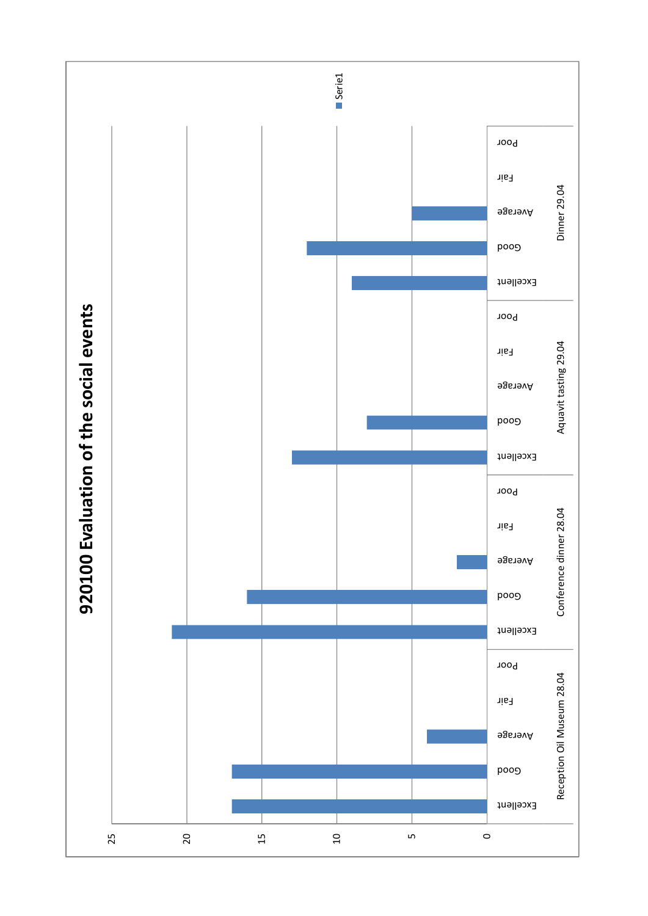# 920100 Evaluation of the social events

Serie1

25
20
15
10
5
0

Excellent
Good
Average
Fair
Poor

Reception Oil Museum 28.04

Excellent
Good
Average
Fair
Poor

Conference dinner 28.04

Excellent
Good
Average
Fair
Poor

Aquavit tasting 29.04

Excellent
Good
Average
Fair
Poor

Dinner 29.04